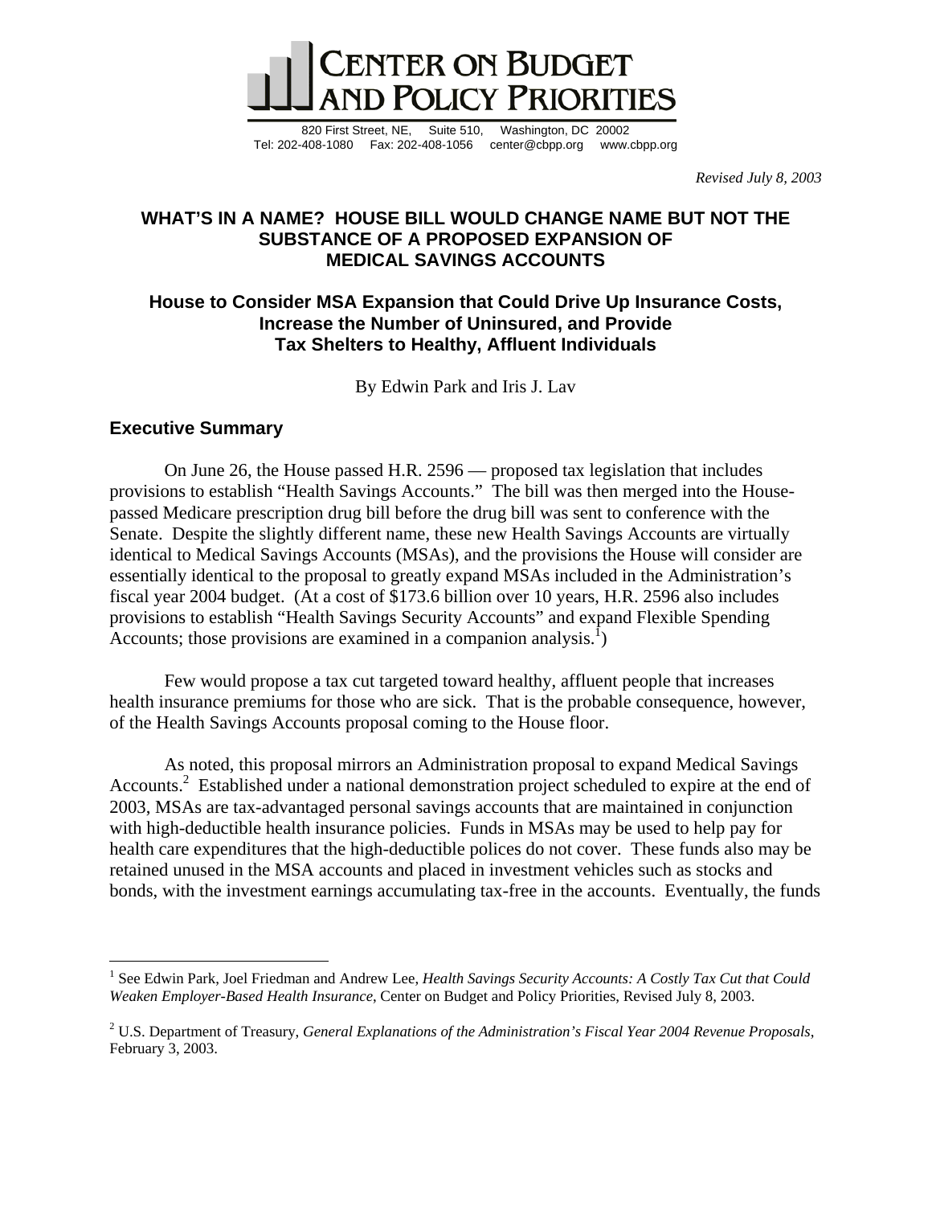# CENTER ON BUDGET AND POLICY PRIORITIES

820 First Street, NE, Suite 510, Washington, DC 20002
Tel: 202-408-1080 Fax: 202-408-1056 center@cbpp.org www.cbpp.org

*Revised July 8, 2003*

## WHAT'S IN A NAME? HOUSE BILL WOULD CHANGE NAME BUT NOT THE SUBSTANCE OF A PROPOSED EXPANSION OF MEDICAL SAVINGS ACCOUNTS

### House to Consider MSA Expansion that Could Drive Up Insurance Costs, Increase the Number of Uninsured, and Provide Tax Shelters to Healthy, Affluent Individuals

By Edwin Park and Iris J. Lav

## Executive Summary

On June 26, the House passed H.R. 2596 — proposed tax legislation that includes provisions to establish "Health Savings Accounts." The bill was then merged into the House-passed Medicare prescription drug bill before the drug bill was sent to conference with the Senate. Despite the slightly different name, these new Health Savings Accounts are virtually identical to Medical Savings Accounts (MSAs), and the provisions the House will consider are essentially identical to the proposal to greatly expand MSAs included in the Administration's fiscal year 2004 budget. (At a cost of $173.6 billion over 10 years, H.R. 2596 also includes provisions to establish "Health Savings Security Accounts" and expand Flexible Spending Accounts; those provisions are examined in a companion analysis.[1])

Few would propose a tax cut targeted toward healthy, affluent people that increases health insurance premiums for those who are sick. That is the probable consequence, however, of the Health Savings Accounts proposal coming to the House floor.

As noted, this proposal mirrors an Administration proposal to expand Medical Savings Accounts.[2] Established under a national demonstration project scheduled to expire at the end of 2003, MSAs are tax-advantaged personal savings accounts that are maintained in conjunction with high-deductible health insurance policies. Funds in MSAs may be used to help pay for health care expenditures that the high-deductible polices do not cover. These funds also may be retained unused in the MSA accounts and placed in investment vehicles such as stocks and bonds, with the investment earnings accumulating tax-free in the accounts. Eventually, the funds

---

[1] See Edwin Park, Joel Friedman and Andrew Lee, *Health Savings Security Accounts: A Costly Tax Cut that Could Weaken Employer-Based Health Insurance*, Center on Budget and Policy Priorities, Revised July 8, 2003.

[2] U.S. Department of Treasury, *General Explanations of the Administration's Fiscal Year 2004 Revenue Proposals*, February 3, 2003.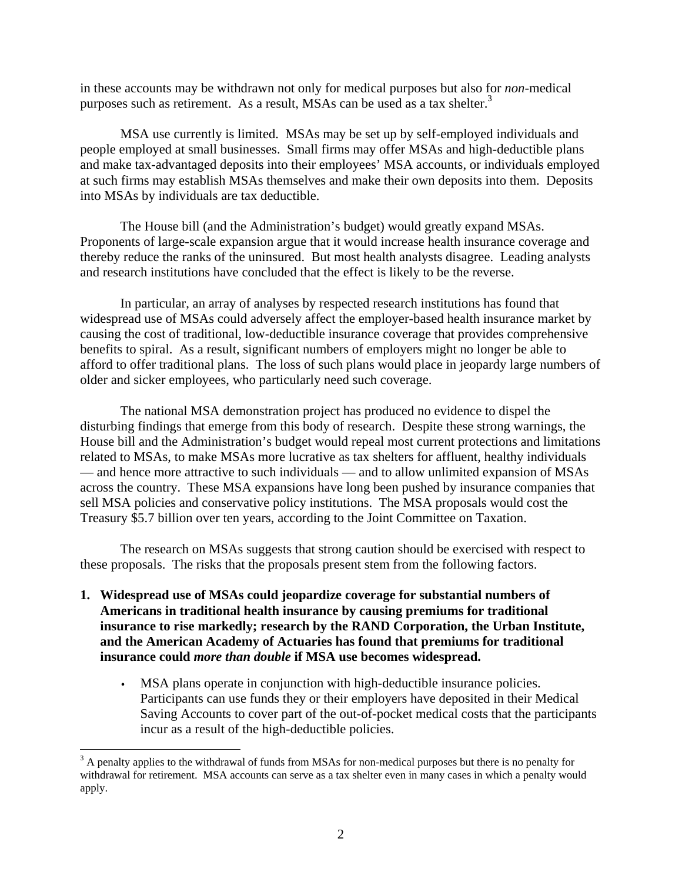in these accounts may be withdrawn not only for medical purposes but also for *non*-medical purposes such as retirement. As a result, MSAs can be used as a tax shelter.[3]

MSA use currently is limited. MSAs may be set up by self-employed individuals and people employed at small businesses. Small firms may offer MSAs and high-deductible plans and make tax-advantaged deposits into their employees' MSA accounts, or individuals employed at such firms may establish MSAs themselves and make their own deposits into them. Deposits into MSAs by individuals are tax deductible.

The House bill (and the Administration's budget) would greatly expand MSAs. Proponents of large-scale expansion argue that it would increase health insurance coverage and thereby reduce the ranks of the uninsured. But most health analysts disagree. Leading analysts and research institutions have concluded that the effect is likely to be the reverse.

In particular, an array of analyses by respected research institutions has found that widespread use of MSAs could adversely affect the employer-based health insurance market by causing the cost of traditional, low-deductible insurance coverage that provides comprehensive benefits to spiral. As a result, significant numbers of employers might no longer be able to afford to offer traditional plans. The loss of such plans would place in jeopardy large numbers of older and sicker employees, who particularly need such coverage.

The national MSA demonstration project has produced no evidence to dispel the disturbing findings that emerge from this body of research. Despite these strong warnings, the House bill and the Administration's budget would repeal most current protections and limitations related to MSAs, to make MSAs more lucrative as tax shelters for affluent, healthy individuals — and hence more attractive to such individuals — and to allow unlimited expansion of MSAs across the country. These MSA expansions have long been pushed by insurance companies that sell MSA policies and conservative policy institutions. The MSA proposals would cost the Treasury $5.7 billion over ten years, according to the Joint Committee on Taxation.

The research on MSAs suggests that strong caution should be exercised with respect to these proposals. The risks that the proposals present stem from the following factors.

1. **Widespread use of MSAs could jeopardize coverage for substantial numbers of Americans in traditional health insurance by causing premiums for traditional insurance to rise markedly; research by the RAND Corporation, the Urban Institute, and the American Academy of Actuaries has found that premiums for traditional insurance could *more than double* if MSA use becomes widespread.**

   - MSA plans operate in conjunction with high-deductible insurance policies. Participants can use funds they or their employers have deposited in their Medical Saving Accounts to cover part of the out-of-pocket medical costs that the participants incur as a result of the high-deductible policies.

---

[3] A penalty applies to the withdrawal of funds from MSAs for non-medical purposes but there is no penalty for withdrawal for retirement. MSA accounts can serve as a tax shelter even in many cases in which a penalty would apply.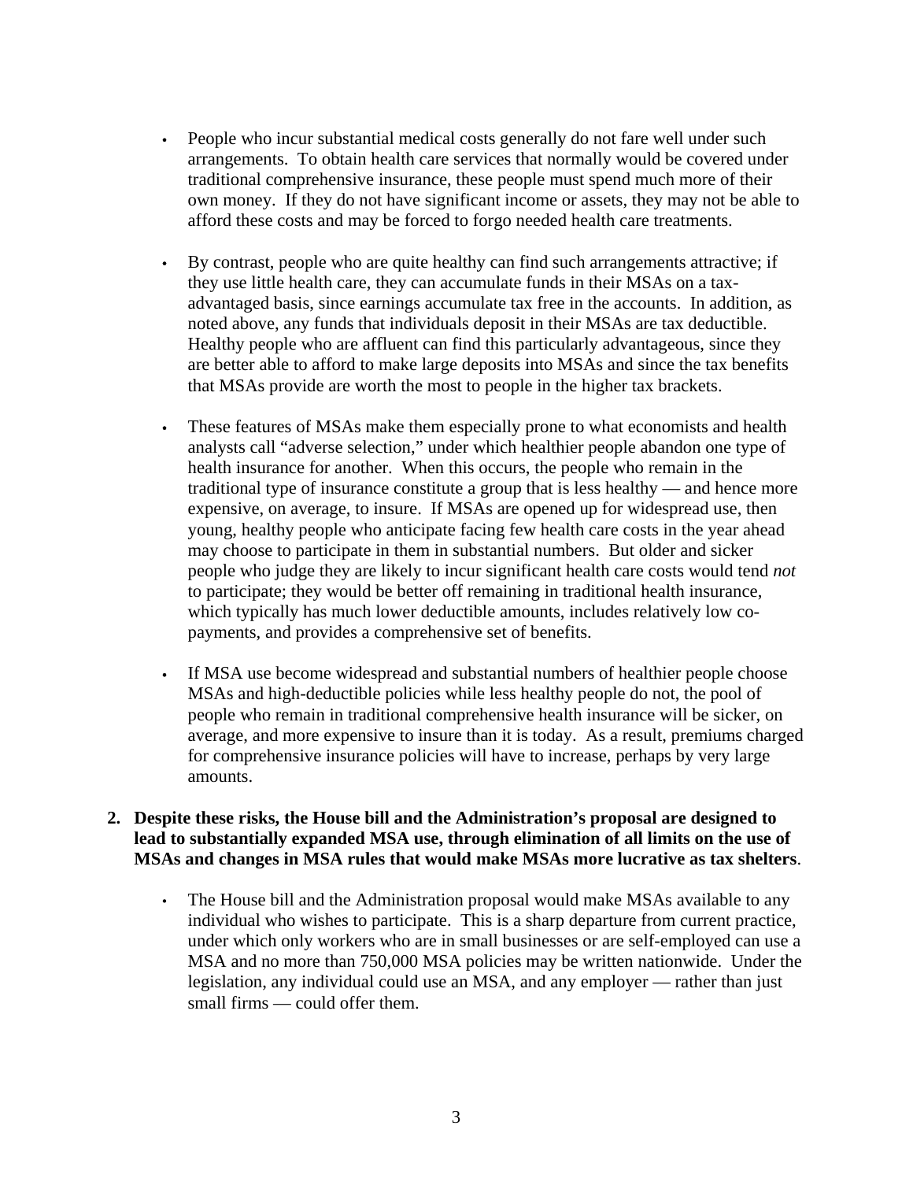- People who incur substantial medical costs generally do not fare well under such arrangements. To obtain health care services that normally would be covered under traditional comprehensive insurance, these people must spend much more of their own money. If they do not have significant income or assets, they may not be able to afford these costs and may be forced to forgo needed health care treatments.

- By contrast, people who are quite healthy can find such arrangements attractive; if they use little health care, they can accumulate funds in their MSAs on a tax-advantaged basis, since earnings accumulate tax free in the accounts. In addition, as noted above, any funds that individuals deposit in their MSAs are tax deductible. Healthy people who are affluent can find this particularly advantageous, since they are better able to afford to make large deposits into MSAs and since the tax benefits that MSAs provide are worth the most to people in the higher tax brackets.

- These features of MSAs make them especially prone to what economists and health analysts call "adverse selection," under which healthier people abandon one type of health insurance for another. When this occurs, the people who remain in the traditional type of insurance constitute a group that is less healthy — and hence more expensive, on average, to insure. If MSAs are opened up for widespread use, then young, healthy people who anticipate facing few health care costs in the year ahead may choose to participate in them in substantial numbers. But older and sicker people who judge they are likely to incur significant health care costs would tend *not* to participate; they would be better off remaining in traditional health insurance, which typically has much lower deductible amounts, includes relatively low co-payments, and provides a comprehensive set of benefits.

- If MSA use become widespread and substantial numbers of healthier people choose MSAs and high-deductible policies while less healthy people do not, the pool of people who remain in traditional comprehensive health insurance will be sicker, on average, and more expensive to insure than it is today. As a result, premiums charged for comprehensive insurance policies will have to increase, perhaps by very large amounts.

2. **Despite these risks, the House bill and the Administration's proposal are designed to lead to substantially expanded MSA use, through elimination of all limits on the use of MSAs and changes in MSA rules that would make MSAs more lucrative as tax shelters**.

   - The House bill and the Administration proposal would make MSAs available to any individual who wishes to participate. This is a sharp departure from current practice, under which only workers who are in small businesses or are self-employed can use a MSA and no more than 750,000 MSA policies may be written nationwide. Under the legislation, any individual could use an MSA, and any employer — rather than just small firms — could offer them.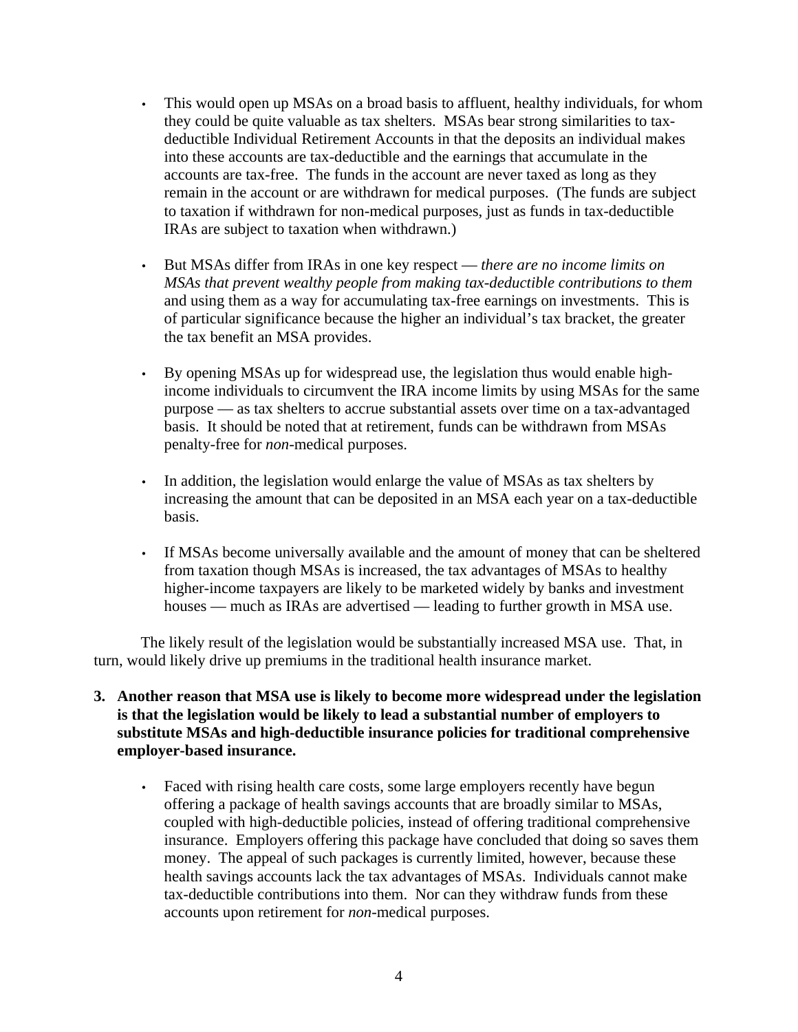- This would open up MSAs on a broad basis to affluent, healthy individuals, for whom they could be quite valuable as tax shelters. MSAs bear strong similarities to tax-deductible Individual Retirement Accounts in that the deposits an individual makes into these accounts are tax-deductible and the earnings that accumulate in the accounts are tax-free. The funds in the account are never taxed as long as they remain in the account or are withdrawn for medical purposes. (The funds are subject to taxation if withdrawn for non-medical purposes, just as funds in tax-deductible IRAs are subject to taxation when withdrawn.)

- But MSAs differ from IRAs in one key respect — *there are no income limits on MSAs that prevent wealthy people from making tax-deductible contributions to them* and using them as a way for accumulating tax-free earnings on investments. This is of particular significance because the higher an individual's tax bracket, the greater the tax benefit an MSA provides.

- By opening MSAs up for widespread use, the legislation thus would enable high-income individuals to circumvent the IRA income limits by using MSAs for the same purpose — as tax shelters to accrue substantial assets over time on a tax-advantaged basis. It should be noted that at retirement, funds can be withdrawn from MSAs penalty-free for *non*-medical purposes.

- In addition, the legislation would enlarge the value of MSAs as tax shelters by increasing the amount that can be deposited in an MSA each year on a tax-deductible basis.

- If MSAs become universally available and the amount of money that can be sheltered from taxation though MSAs is increased, the tax advantages of MSAs to healthy higher-income taxpayers are likely to be marketed widely by banks and investment houses — much as IRAs are advertised — leading to further growth in MSA use.

The likely result of the legislation would be substantially increased MSA use. That, in turn, would likely drive up premiums in the traditional health insurance market.

**3. Another reason that MSA use is likely to become more widespread under the legislation is that the legislation would be likely to lead a substantial number of employers to substitute MSAs and high-deductible insurance policies for traditional comprehensive employer-based insurance.**

- Faced with rising health care costs, some large employers recently have begun offering a package of health savings accounts that are broadly similar to MSAs, coupled with high-deductible policies, instead of offering traditional comprehensive insurance. Employers offering this package have concluded that doing so saves them money. The appeal of such packages is currently limited, however, because these health savings accounts lack the tax advantages of MSAs. Individuals cannot make tax-deductible contributions into them. Nor can they withdraw funds from these accounts upon retirement for *non*-medical purposes.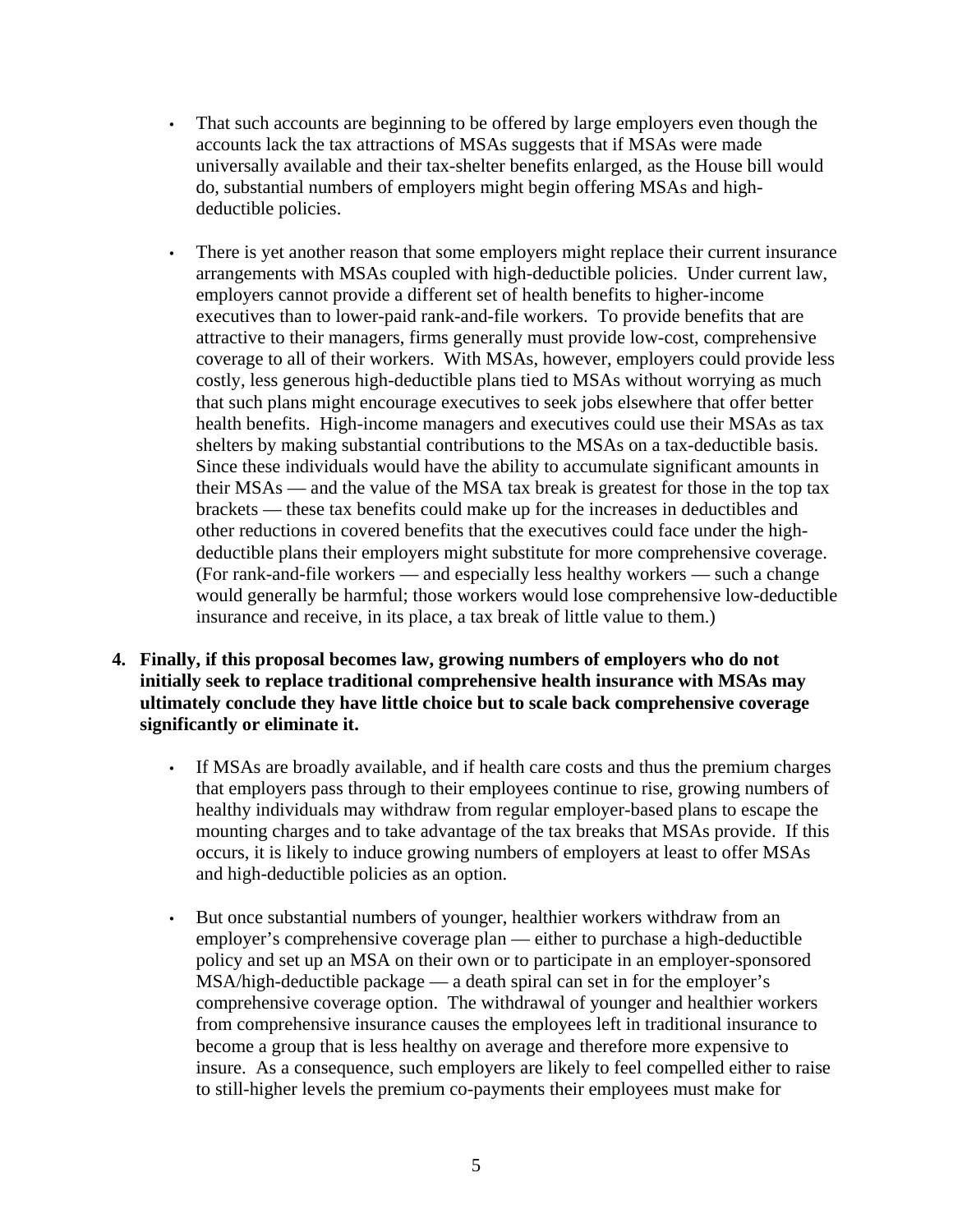- That such accounts are beginning to be offered by large employers even though the accounts lack the tax attractions of MSAs suggests that if MSAs were made universally available and their tax-shelter benefits enlarged, as the House bill would do, substantial numbers of employers might begin offering MSAs and high-deductible policies.

- There is yet another reason that some employers might replace their current insurance arrangements with MSAs coupled with high-deductible policies. Under current law, employers cannot provide a different set of health benefits to higher-income executives than to lower-paid rank-and-file workers. To provide benefits that are attractive to their managers, firms generally must provide low-cost, comprehensive coverage to all of their workers. With MSAs, however, employers could provide less costly, less generous high-deductible plans tied to MSAs without worrying as much that such plans might encourage executives to seek jobs elsewhere that offer better health benefits. High-income managers and executives could use their MSAs as tax shelters by making substantial contributions to the MSAs on a tax-deductible basis. Since these individuals would have the ability to accumulate significant amounts in their MSAs — and the value of the MSA tax break is greatest for those in the top tax brackets — these tax benefits could make up for the increases in deductibles and other reductions in covered benefits that the executives could face under the high-deductible plans their employers might substitute for more comprehensive coverage. (For rank-and-file workers — and especially less healthy workers — such a change would generally be harmful; those workers would lose comprehensive low-deductible insurance and receive, in its place, a tax break of little value to them.)

4. **Finally, if this proposal becomes law, growing numbers of employers who do not initially seek to replace traditional comprehensive health insurance with MSAs may ultimately conclude they have little choice but to scale back comprehensive coverage significantly or eliminate it.**

   - If MSAs are broadly available, and if health care costs and thus the premium charges that employers pass through to their employees continue to rise, growing numbers of healthy individuals may withdraw from regular employer-based plans to escape the mounting charges and to take advantage of the tax breaks that MSAs provide. If this occurs, it is likely to induce growing numbers of employers at least to offer MSAs and high-deductible policies as an option.

   - But once substantial numbers of younger, healthier workers withdraw from an employer's comprehensive coverage plan — either to purchase a high-deductible policy and set up an MSA on their own or to participate in an employer-sponsored MSA/high-deductible package — a death spiral can set in for the employer's comprehensive coverage option. The withdrawal of younger and healthier workers from comprehensive insurance causes the employees left in traditional insurance to become a group that is less healthy on average and therefore more expensive to insure. As a consequence, such employers are likely to feel compelled either to raise to still-higher levels the premium co-payments their employees must make for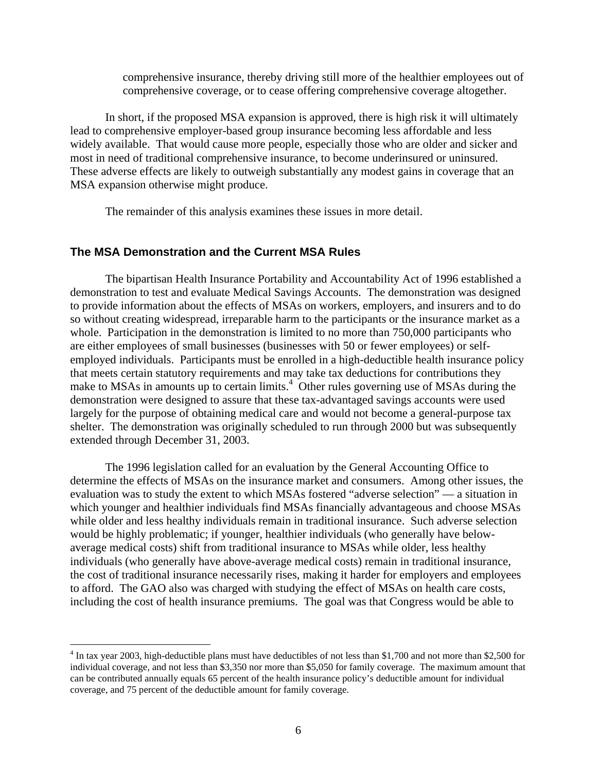comprehensive insurance, thereby driving still more of the healthier employees out of comprehensive coverage, or to cease offering comprehensive coverage altogether.

In short, if the proposed MSA expansion is approved, there is high risk it will ultimately lead to comprehensive employer-based group insurance becoming less affordable and less widely available. That would cause more people, especially those who are older and sicker and most in need of traditional comprehensive insurance, to become underinsured or uninsured. These adverse effects are likely to outweigh substantially any modest gains in coverage that an MSA expansion otherwise might produce.

The remainder of this analysis examines these issues in more detail.

## The MSA Demonstration and the Current MSA Rules

The bipartisan Health Insurance Portability and Accountability Act of 1996 established a demonstration to test and evaluate Medical Savings Accounts. The demonstration was designed to provide information about the effects of MSAs on workers, employers, and insurers and to do so without creating widespread, irreparable harm to the participants or the insurance market as a whole. Participation in the demonstration is limited to no more than 750,000 participants who are either employees of small businesses (businesses with 50 or fewer employees) or self-employed individuals. Participants must be enrolled in a high-deductible health insurance policy that meets certain statutory requirements and may take tax deductions for contributions they make to MSAs in amounts up to certain limits.[4] Other rules governing use of MSAs during the demonstration were designed to assure that these tax-advantaged savings accounts were used largely for the purpose of obtaining medical care and would not become a general-purpose tax shelter. The demonstration was originally scheduled to run through 2000 but was subsequently extended through December 31, 2003.

The 1996 legislation called for an evaluation by the General Accounting Office to determine the effects of MSAs on the insurance market and consumers. Among other issues, the evaluation was to study the extent to which MSAs fostered "adverse selection" — a situation in which younger and healthier individuals find MSAs financially advantageous and choose MSAs while older and less healthy individuals remain in traditional insurance. Such adverse selection would be highly problematic; if younger, healthier individuals (who generally have below-average medical costs) shift from traditional insurance to MSAs while older, less healthy individuals (who generally have above-average medical costs) remain in traditional insurance, the cost of traditional insurance necessarily rises, making it harder for employers and employees to afford. The GAO also was charged with studying the effect of MSAs on health care costs, including the cost of health insurance premiums. The goal was that Congress would be able to

[4] In tax year 2003, high-deductible plans must have deductibles of not less than $1,700 and not more than $2,500 for individual coverage, and not less than $3,350 nor more than $5,050 for family coverage. The maximum amount that can be contributed annually equals 65 percent of the health insurance policy's deductible amount for individual coverage, and 75 percent of the deductible amount for family coverage.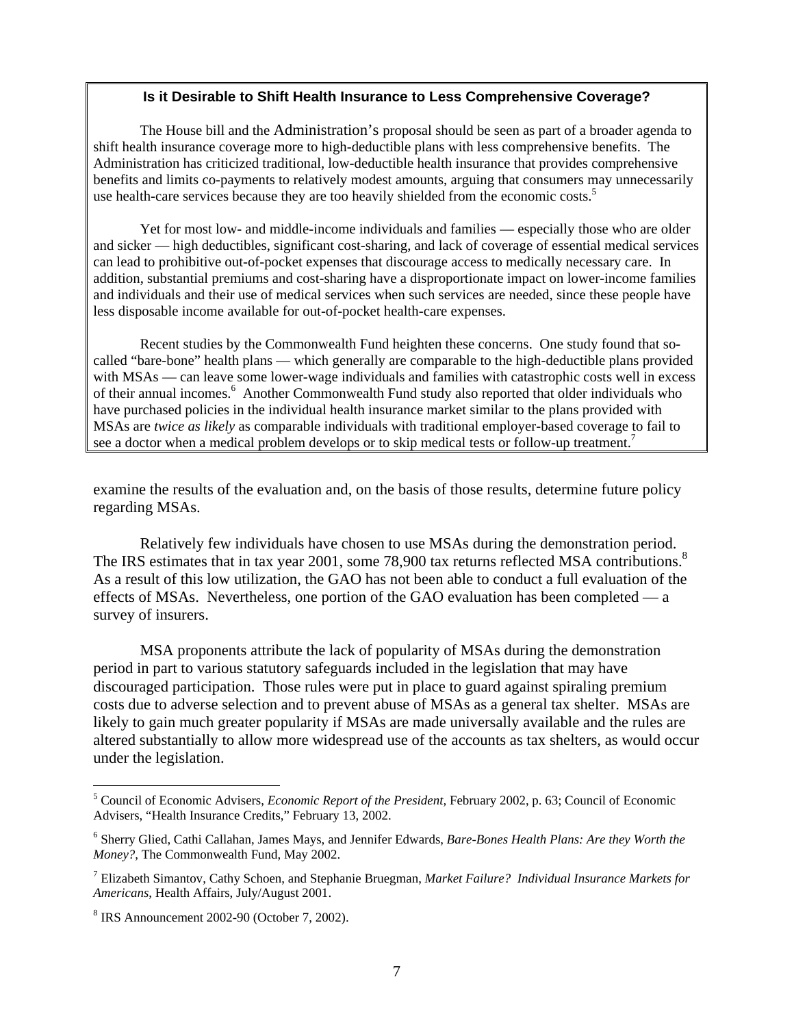### Is it Desirable to Shift Health Insurance to Less Comprehensive Coverage?

The House bill and the Administration's proposal should be seen as part of a broader agenda to shift health insurance coverage more to high-deductible plans with less comprehensive benefits. The Administration has criticized traditional, low-deductible health insurance that provides comprehensive benefits and limits co-payments to relatively modest amounts, arguing that consumers may unnecessarily use health-care services because they are too heavily shielded from the economic costs.[5]

Yet for most low- and middle-income individuals and families — especially those who are older and sicker — high deductibles, significant cost-sharing, and lack of coverage of essential medical services can lead to prohibitive out-of-pocket expenses that discourage access to medically necessary care. In addition, substantial premiums and cost-sharing have a disproportionate impact on lower-income families and individuals and their use of medical services when such services are needed, since these people have less disposable income available for out-of-pocket health-care expenses.

Recent studies by the Commonwealth Fund heighten these concerns. One study found that so-called "bare-bone" health plans — which generally are comparable to the high-deductible plans provided with MSAs — can leave some lower-wage individuals and families with catastrophic costs well in excess of their annual incomes.[6] Another Commonwealth Fund study also reported that older individuals who have purchased policies in the individual health insurance market similar to the plans provided with MSAs are *twice as likely* as comparable individuals with traditional employer-based coverage to fail to see a doctor when a medical problem develops or to skip medical tests or follow-up treatment.[7]

---

examine the results of the evaluation and, on the basis of those results, determine future policy regarding MSAs.

Relatively few individuals have chosen to use MSAs during the demonstration period. The IRS estimates that in tax year 2001, some 78,900 tax returns reflected MSA contributions.[8] As a result of this low utilization, the GAO has not been able to conduct a full evaluation of the effects of MSAs. Nevertheless, one portion of the GAO evaluation has been completed — a survey of insurers.

MSA proponents attribute the lack of popularity of MSAs during the demonstration period in part to various statutory safeguards included in the legislation that may have discouraged participation. Those rules were put in place to guard against spiraling premium costs due to adverse selection and to prevent abuse of MSAs as a general tax shelter. MSAs are likely to gain much greater popularity if MSAs are made universally available and the rules are altered substantially to allow more widespread use of the accounts as tax shelters, as would occur under the legislation.

---

[5] Council of Economic Advisers, *Economic Report of the President*, February 2002, p. 63; Council of Economic Advisers, "Health Insurance Credits," February 13, 2002.

[6] Sherry Glied, Cathi Callahan, James Mays, and Jennifer Edwards, *Bare-Bones Health Plans: Are they Worth the Money?*, The Commonwealth Fund, May 2002.

[7] Elizabeth Simantov, Cathy Schoen, and Stephanie Bruegman, *Market Failure? Individual Insurance Markets for Americans*, Health Affairs, July/August 2001.

[8] IRS Announcement 2002-90 (October 7, 2002).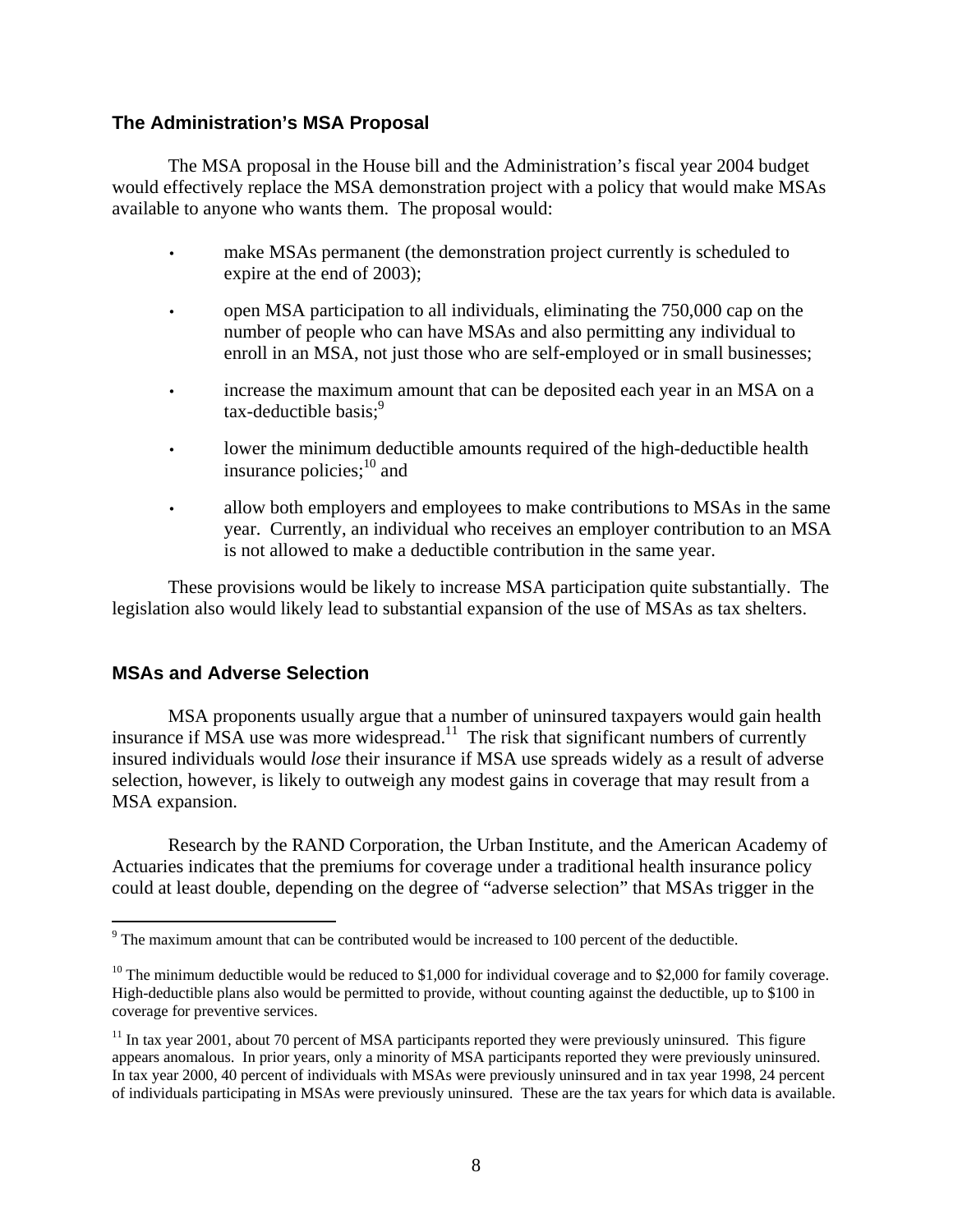### The Administration's MSA Proposal

The MSA proposal in the House bill and the Administration's fiscal year 2004 budget would effectively replace the MSA demonstration project with a policy that would make MSAs available to anyone who wants them. The proposal would:

- make MSAs permanent (the demonstration project currently is scheduled to expire at the end of 2003);
- open MSA participation to all individuals, eliminating the 750,000 cap on the number of people who can have MSAs and also permitting any individual to enroll in an MSA, not just those who are self-employed or in small businesses;
- increase the maximum amount that can be deposited each year in an MSA on a tax-deductible basis;[9]
- lower the minimum deductible amounts required of the high-deductible health insurance policies;[10] and
- allow both employers and employees to make contributions to MSAs in the same year. Currently, an individual who receives an employer contribution to an MSA is not allowed to make a deductible contribution in the same year.

These provisions would be likely to increase MSA participation quite substantially. The legislation also would likely lead to substantial expansion of the use of MSAs as tax shelters.

### MSAs and Adverse Selection

MSA proponents usually argue that a number of uninsured taxpayers would gain health insurance if MSA use was more widespread.[11] The risk that significant numbers of currently insured individuals would *lose* their insurance if MSA use spreads widely as a result of adverse selection, however, is likely to outweigh any modest gains in coverage that may result from a MSA expansion.

Research by the RAND Corporation, the Urban Institute, and the American Academy of Actuaries indicates that the premiums for coverage under a traditional health insurance policy could at least double, depending on the degree of "adverse selection" that MSAs trigger in the

---

[9] The maximum amount that can be contributed would be increased to 100 percent of the deductible.

[10] The minimum deductible would be reduced to $1,000 for individual coverage and to $2,000 for family coverage. High-deductible plans also would be permitted to provide, without counting against the deductible, up to $100 in coverage for preventive services.

[11] In tax year 2001, about 70 percent of MSA participants reported they were previously uninsured. This figure appears anomalous. In prior years, only a minority of MSA participants reported they were previously uninsured. In tax year 2000, 40 percent of individuals with MSAs were previously uninsured and in tax year 1998, 24 percent of individuals participating in MSAs were previously uninsured. These are the tax years for which data is available.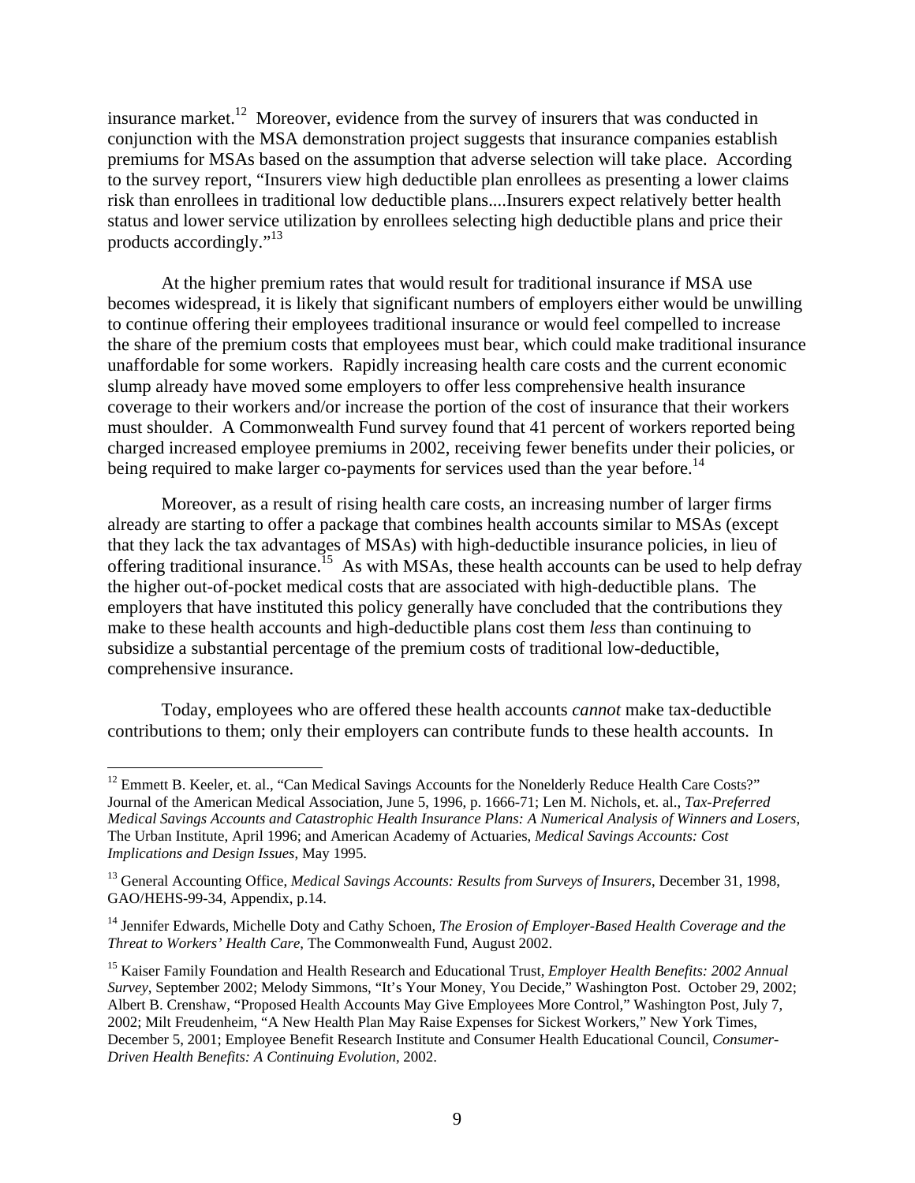insurance market.[12] Moreover, evidence from the survey of insurers that was conducted in conjunction with the MSA demonstration project suggests that insurance companies establish premiums for MSAs based on the assumption that adverse selection will take place. According to the survey report, "Insurers view high deductible plan enrollees as presenting a lower claims risk than enrollees in traditional low deductible plans....Insurers expect relatively better health status and lower service utilization by enrollees selecting high deductible plans and price their products accordingly."[13]

At the higher premium rates that would result for traditional insurance if MSA use becomes widespread, it is likely that significant numbers of employers either would be unwilling to continue offering their employees traditional insurance or would feel compelled to increase the share of the premium costs that employees must bear, which could make traditional insurance unaffordable for some workers. Rapidly increasing health care costs and the current economic slump already have moved some employers to offer less comprehensive health insurance coverage to their workers and/or increase the portion of the cost of insurance that their workers must shoulder. A Commonwealth Fund survey found that 41 percent of workers reported being charged increased employee premiums in 2002, receiving fewer benefits under their policies, or being required to make larger co-payments for services used than the year before.[14]

Moreover, as a result of rising health care costs, an increasing number of larger firms already are starting to offer a package that combines health accounts similar to MSAs (except that they lack the tax advantages of MSAs) with high-deductible insurance policies, in lieu of offering traditional insurance.[15] As with MSAs, these health accounts can be used to help defray the higher out-of-pocket medical costs that are associated with high-deductible plans. The employers that have instituted this policy generally have concluded that the contributions they make to these health accounts and high-deductible plans cost them *less* than continuing to subsidize a substantial percentage of the premium costs of traditional low-deductible, comprehensive insurance.

Today, employees who are offered these health accounts *cannot* make tax-deductible contributions to them; only their employers can contribute funds to these health accounts. In

---

[12] Emmett B. Keeler, et. al., "Can Medical Savings Accounts for the Nonelderly Reduce Health Care Costs?" Journal of the American Medical Association, June 5, 1996, p. 1666-71; Len M. Nichols, et. al., *Tax-Preferred Medical Savings Accounts and Catastrophic Health Insurance Plans: A Numerical Analysis of Winners and Losers*, The Urban Institute, April 1996; and American Academy of Actuaries, *Medical Savings Accounts: Cost Implications and Design Issues*, May 1995.

[13] General Accounting Office, *Medical Savings Accounts: Results from Surveys of Insurers*, December 31, 1998, GAO/HEHS-99-34, Appendix, p.14.

[14] Jennifer Edwards, Michelle Doty and Cathy Schoen, *The Erosion of Employer-Based Health Coverage and the Threat to Workers' Health Care*, The Commonwealth Fund, August 2002.

[15] Kaiser Family Foundation and Health Research and Educational Trust, *Employer Health Benefits: 2002 Annual Survey*, September 2002; Melody Simmons, "It's Your Money, You Decide," Washington Post. October 29, 2002; Albert B. Crenshaw, "Proposed Health Accounts May Give Employees More Control," Washington Post, July 7, 2002; Milt Freudenheim, "A New Health Plan May Raise Expenses for Sickest Workers," New York Times, December 5, 2001; Employee Benefit Research Institute and Consumer Health Educational Council, *Consumer-Driven Health Benefits: A Continuing Evolution*, 2002.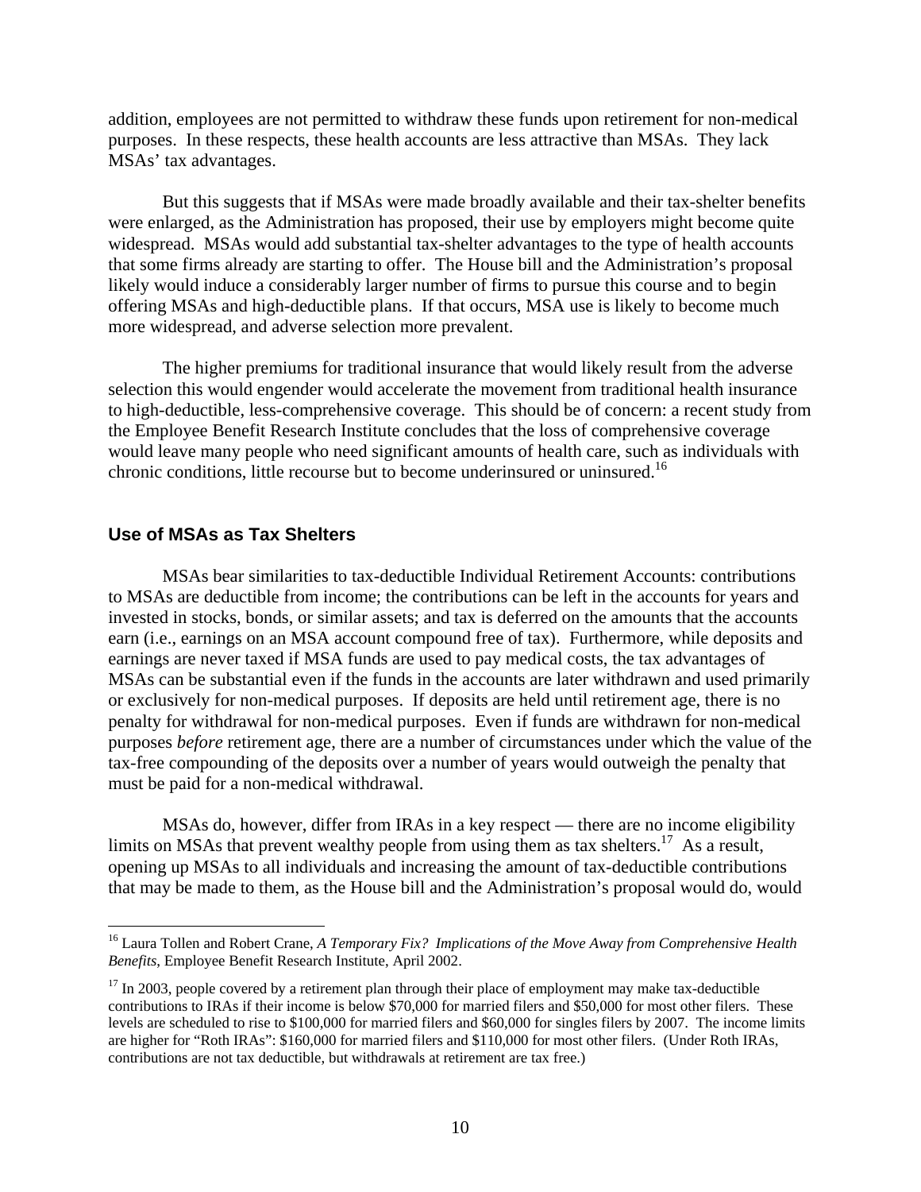addition, employees are not permitted to withdraw these funds upon retirement for non-medical purposes. In these respects, these health accounts are less attractive than MSAs. They lack MSAs' tax advantages.

But this suggests that if MSAs were made broadly available and their tax-shelter benefits were enlarged, as the Administration has proposed, their use by employers might become quite widespread. MSAs would add substantial tax-shelter advantages to the type of health accounts that some firms already are starting to offer. The House bill and the Administration's proposal likely would induce a considerably larger number of firms to pursue this course and to begin offering MSAs and high-deductible plans. If that occurs, MSA use is likely to become much more widespread, and adverse selection more prevalent.

The higher premiums for traditional insurance that would likely result from the adverse selection this would engender would accelerate the movement from traditional health insurance to high-deductible, less-comprehensive coverage. This should be of concern: a recent study from the Employee Benefit Research Institute concludes that the loss of comprehensive coverage would leave many people who need significant amounts of health care, such as individuals with chronic conditions, little recourse but to become underinsured or uninsured.[16]

### Use of MSAs as Tax Shelters

MSAs bear similarities to tax-deductible Individual Retirement Accounts: contributions to MSAs are deductible from income; the contributions can be left in the accounts for years and invested in stocks, bonds, or similar assets; and tax is deferred on the amounts that the accounts earn (i.e., earnings on an MSA account compound free of tax). Furthermore, while deposits and earnings are never taxed if MSA funds are used to pay medical costs, the tax advantages of MSAs can be substantial even if the funds in the accounts are later withdrawn and used primarily or exclusively for non-medical purposes. If deposits are held until retirement age, there is no penalty for withdrawal for non-medical purposes. Even if funds are withdrawn for non-medical purposes *before* retirement age, there are a number of circumstances under which the value of the tax-free compounding of the deposits over a number of years would outweigh the penalty that must be paid for a non-medical withdrawal.

MSAs do, however, differ from IRAs in a key respect — there are no income eligibility limits on MSAs that prevent wealthy people from using them as tax shelters.[17] As a result, opening up MSAs to all individuals and increasing the amount of tax-deductible contributions that may be made to them, as the House bill and the Administration's proposal would do, would

---

[16] Laura Tollen and Robert Crane, *A Temporary Fix? Implications of the Move Away from Comprehensive Health Benefits*, Employee Benefit Research Institute, April 2002.

[17] In 2003, people covered by a retirement plan through their place of employment may make tax-deductible contributions to IRAs if their income is below $70,000 for married filers and $50,000 for most other filers. These levels are scheduled to rise to $100,000 for married filers and $60,000 for singles filers by 2007. The income limits are higher for "Roth IRAs": $160,000 for married filers and $110,000 for most other filers. (Under Roth IRAs, contributions are not tax deductible, but withdrawals at retirement are tax free.)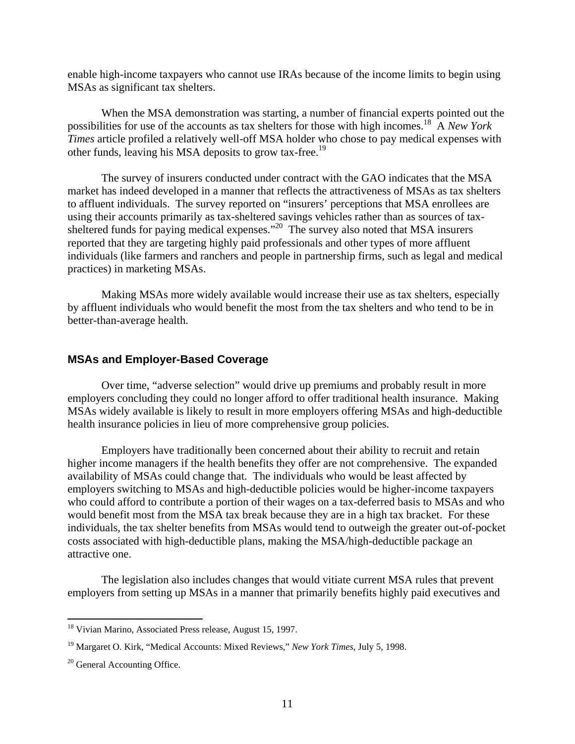enable high-income taxpayers who cannot use IRAs because of the income limits to begin using MSAs as significant tax shelters.

When the MSA demonstration was starting, a number of financial experts pointed out the possibilities for use of the accounts as tax shelters for those with high incomes.[18] A *New York Times* article profiled a relatively well-off MSA holder who chose to pay medical expenses with other funds, leaving his MSA deposits to grow tax-free.[19]

The survey of insurers conducted under contract with the GAO indicates that the MSA market has indeed developed in a manner that reflects the attractiveness of MSAs as tax shelters to affluent individuals. The survey reported on "insurers' perceptions that MSA enrollees are using their accounts primarily as tax-sheltered savings vehicles rather than as sources of tax-sheltered funds for paying medical expenses."[20] The survey also noted that MSA insurers reported that they are targeting highly paid professionals and other types of more affluent individuals (like farmers and ranchers and people in partnership firms, such as legal and medical practices) in marketing MSAs.

Making MSAs more widely available would increase their use as tax shelters, especially by affluent individuals who would benefit the most from the tax shelters and who tend to be in better-than-average health.

### MSAs and Employer-Based Coverage

Over time, "adverse selection" would drive up premiums and probably result in more employers concluding they could no longer afford to offer traditional health insurance. Making MSAs widely available is likely to result in more employers offering MSAs and high-deductible health insurance policies in lieu of more comprehensive group policies.

Employers have traditionally been concerned about their ability to recruit and retain higher income managers if the health benefits they offer are not comprehensive. The expanded availability of MSAs could change that. The individuals who would be least affected by employers switching to MSAs and high-deductible policies would be higher-income taxpayers who could afford to contribute a portion of their wages on a tax-deferred basis to MSAs and who would benefit most from the MSA tax break because they are in a high tax bracket. For these individuals, the tax shelter benefits from MSAs would tend to outweigh the greater out-of-pocket costs associated with high-deductible plans, making the MSA/high-deductible package an attractive one.

The legislation also includes changes that would vitiate current MSA rules that prevent employers from setting up MSAs in a manner that primarily benefits highly paid executives and

---

[18] Vivian Marino, Associated Press release, August 15, 1997.

[19] Margaret O. Kirk, "Medical Accounts: Mixed Reviews," *New York Times*, July 5, 1998.

[20] General Accounting Office.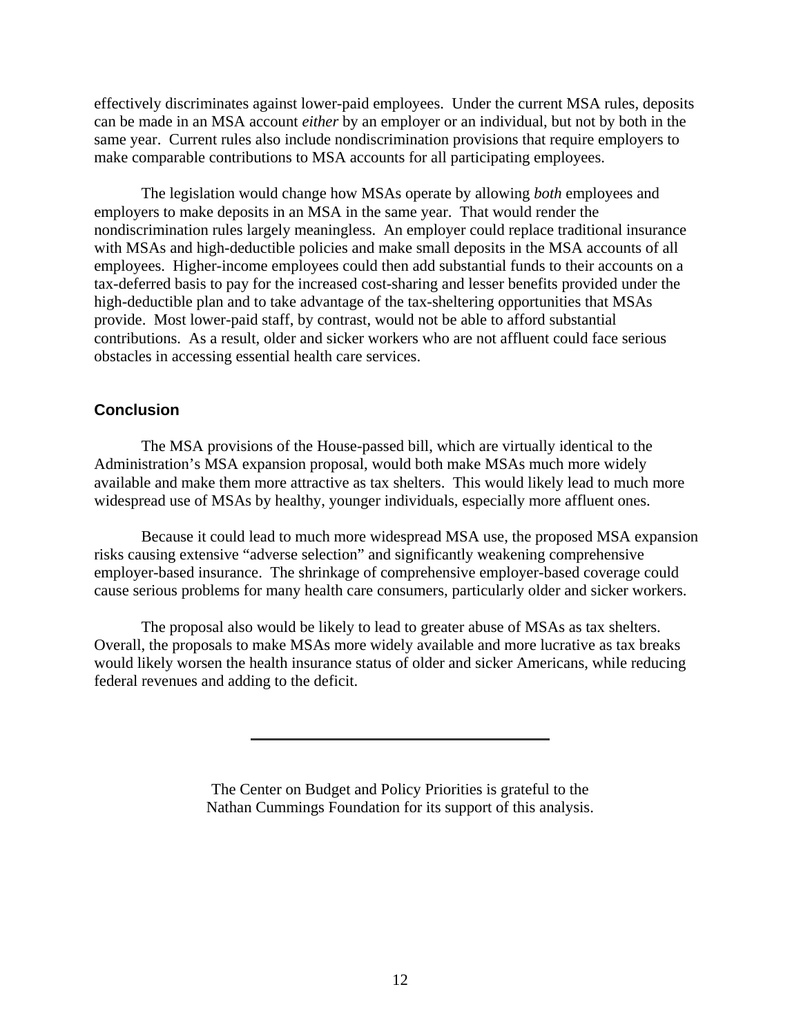effectively discriminates against lower-paid employees. Under the current MSA rules, deposits can be made in an MSA account *either* by an employer or an individual, but not by both in the same year. Current rules also include nondiscrimination provisions that require employers to make comparable contributions to MSA accounts for all participating employees.

The legislation would change how MSAs operate by allowing *both* employees and employers to make deposits in an MSA in the same year. That would render the nondiscrimination rules largely meaningless. An employer could replace traditional insurance with MSAs and high-deductible policies and make small deposits in the MSA accounts of all employees. Higher-income employees could then add substantial funds to their accounts on a tax-deferred basis to pay for the increased cost-sharing and lesser benefits provided under the high-deductible plan and to take advantage of the tax-sheltering opportunities that MSAs provide. Most lower-paid staff, by contrast, would not be able to afford substantial contributions. As a result, older and sicker workers who are not affluent could face serious obstacles in accessing essential health care services.

## Conclusion

The MSA provisions of the House-passed bill, which are virtually identical to the Administration's MSA expansion proposal, would both make MSAs much more widely available and make them more attractive as tax shelters. This would likely lead to much more widespread use of MSAs by healthy, younger individuals, especially more affluent ones.

Because it could lead to much more widespread MSA use, the proposed MSA expansion risks causing extensive "adverse selection" and significantly weakening comprehensive employer-based insurance. The shrinkage of comprehensive employer-based coverage could cause serious problems for many health care consumers, particularly older and sicker workers.

The proposal also would be likely to lead to greater abuse of MSAs as tax shelters. Overall, the proposals to make MSAs more widely available and more lucrative as tax breaks would likely worsen the health insurance status of older and sicker Americans, while reducing federal revenues and adding to the deficit.

---

The Center on Budget and Policy Priorities is grateful to the Nathan Cummings Foundation for its support of this analysis.